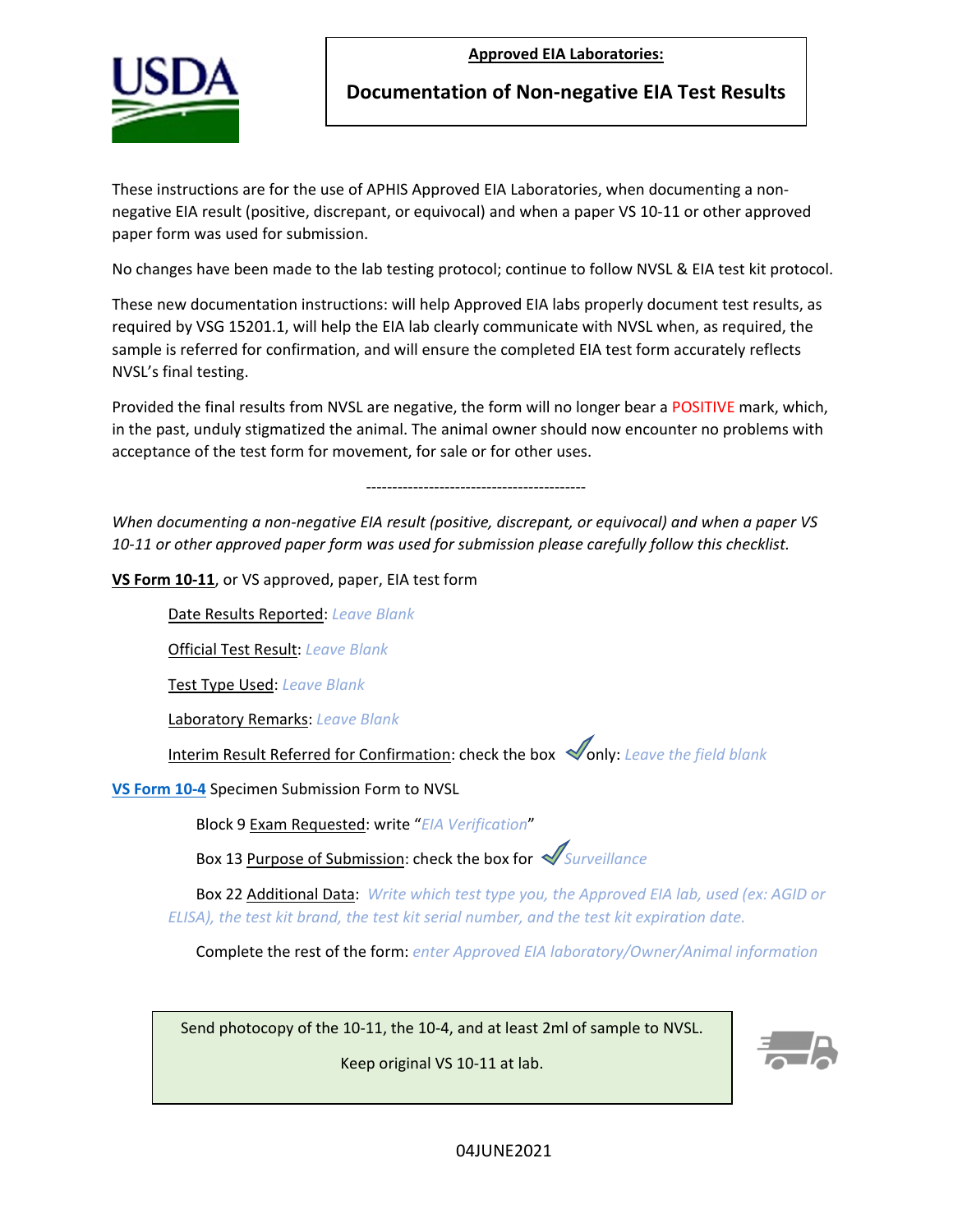**Approved EIA Laboratories:**

## Documentation of Non-negative EIA Test Results

These instructions are for the use of APHIS Approved EIA Laboratories, when documenting a non-negative EIA result (positive, discrepant, or equivocal) and when a paper VS 10-11 or other approved paper form was used for submission.

No changes have been made to the lab testing protocol; continue to follow NVSL & EIA test kit protocol.

These new documentation instructions: will help Approved EIA labs properly document test results, as required by VSG 15201.1, will help the EIA lab clearly communicate with NVSL when, as required, the sample is referred for confirmation, and will ensure the completed EIA test form accurately reflects NVSL's final testing.

Provided the final results from NVSL are negative, the form will no longer bear a POSITIVE mark, which, in the past, unduly stigmatized the animal. The animal owner should now encounter no problems with acceptance of the test form for movement, for sale or for other uses.

------------------------------------------

*When documenting a non-negative EIA result (positive, discrepant, or equivocal) and when a paper VS 10-11 or other approved paper form was used for submission please carefully follow this checklist.*

**VS Form 10-11**, or VS approved, paper, EIA test form

- Date Results Reported: *Leave Blank*
- Official Test Result: *Leave Blank*
- Test Type Used: *Leave Blank*
- Laboratory Remarks: *Leave Blank*
- Interim Result Referred for Confirmation: check the box ✓ only: *Leave the field blank*

**VS Form 10-4** Specimen Submission Form to NVSL

- Block 9 Exam Requested: write "*EIA Verification*"
- Box 13 Purpose of Submission: check the box for ✓ *Surveillance*
- Box 22 Additional Data: *Write which test type you, the Approved EIA lab, used (ex: AGID or ELISA), the test kit brand, the test kit serial number, and the test kit expiration date.*
- Complete the rest of the form: *enter Approved EIA laboratory/Owner/Animal information*

Send photocopy of the 10-11, the 10-4, and at least 2ml of sample to NVSL.

Keep original VS 10-11 at lab.

04JUNE2021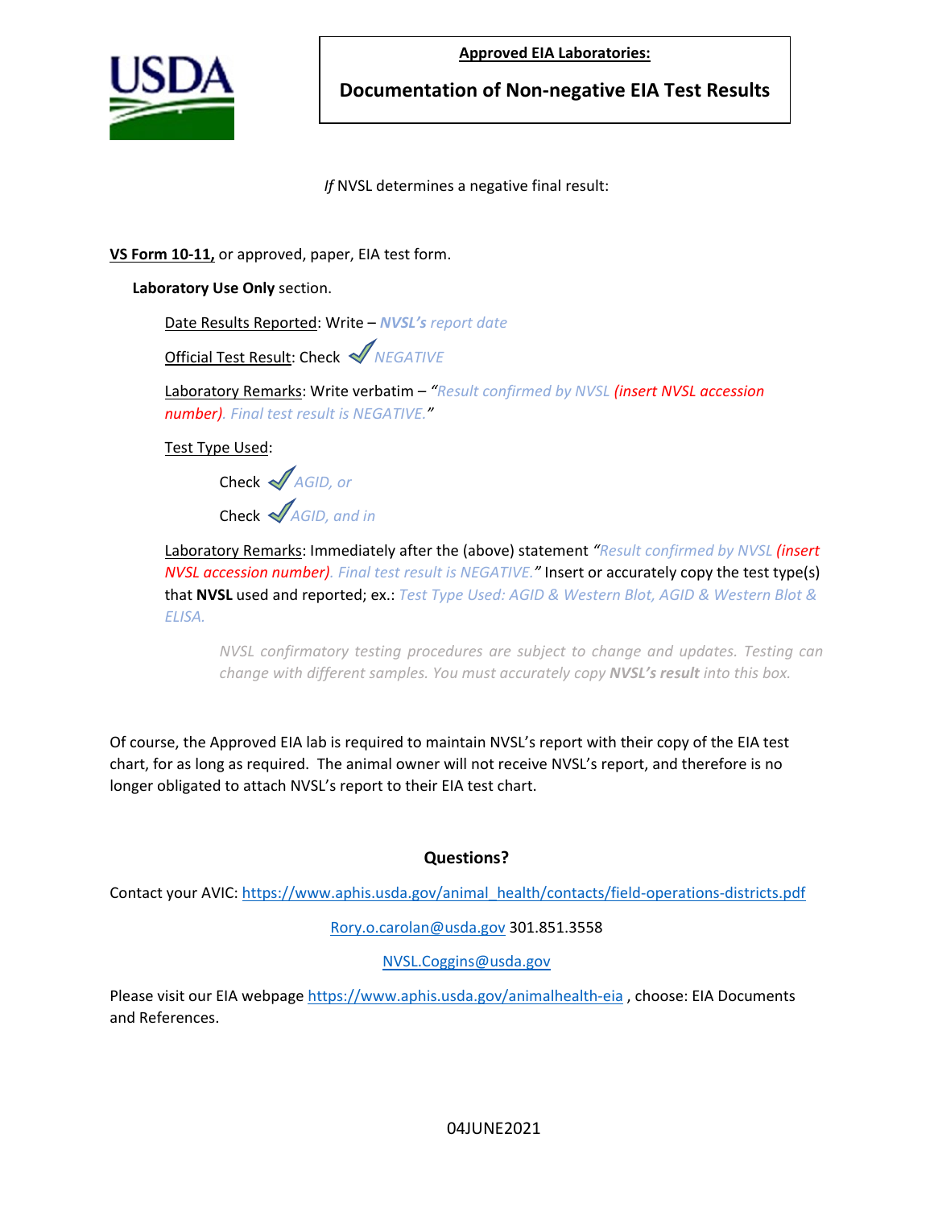**Approved EIA Laboratories:**

## Documentation of Non-negative EIA Test Results

*If* NVSL determines a negative final result:

**VS Form 10-11,** or approved, paper, EIA test form.

**Laboratory Use Only** section.

Date Results Reported: Write – ***NVSL's** report date*

Official Test Result: Check ✓ *NEGATIVE*

Laboratory Remarks: Write verbatim – *"Result confirmed by NVSL (insert NVSL accession number). Final test result is NEGATIVE."*

Test Type Used:

Check ✓ *AGID, or*

Check ✓ *AGID, and in*

Laboratory Remarks: Immediately after the (above) statement *"Result confirmed by NVSL (insert NVSL accession number). Final test result is NEGATIVE."* Insert or accurately copy the test type(s) that **NVSL** used and reported; ex.: *Test Type Used: AGID & Western Blot, AGID & Western Blot & ELISA.*

*NVSL confirmatory testing procedures are subject to change and updates. Testing can change with different samples. You must accurately copy **NVSL's result** into this box.*

Of course, the Approved EIA lab is required to maintain NVSL's report with their copy of the EIA test chart, for as long as required. The animal owner will not receive NVSL's report, and therefore is no longer obligated to attach NVSL's report to their EIA test chart.

### Questions?

Contact your AVIC: https://www.aphis.usda.gov/animal_health/contacts/field-operations-districts.pdf

Rory.o.carolan@usda.gov 301.851.3558

NVSL.Coggins@usda.gov

Please visit our EIA webpage https://www.aphis.usda.gov/animalhealth-eia , choose: EIA Documents and References.

04JUNE2021